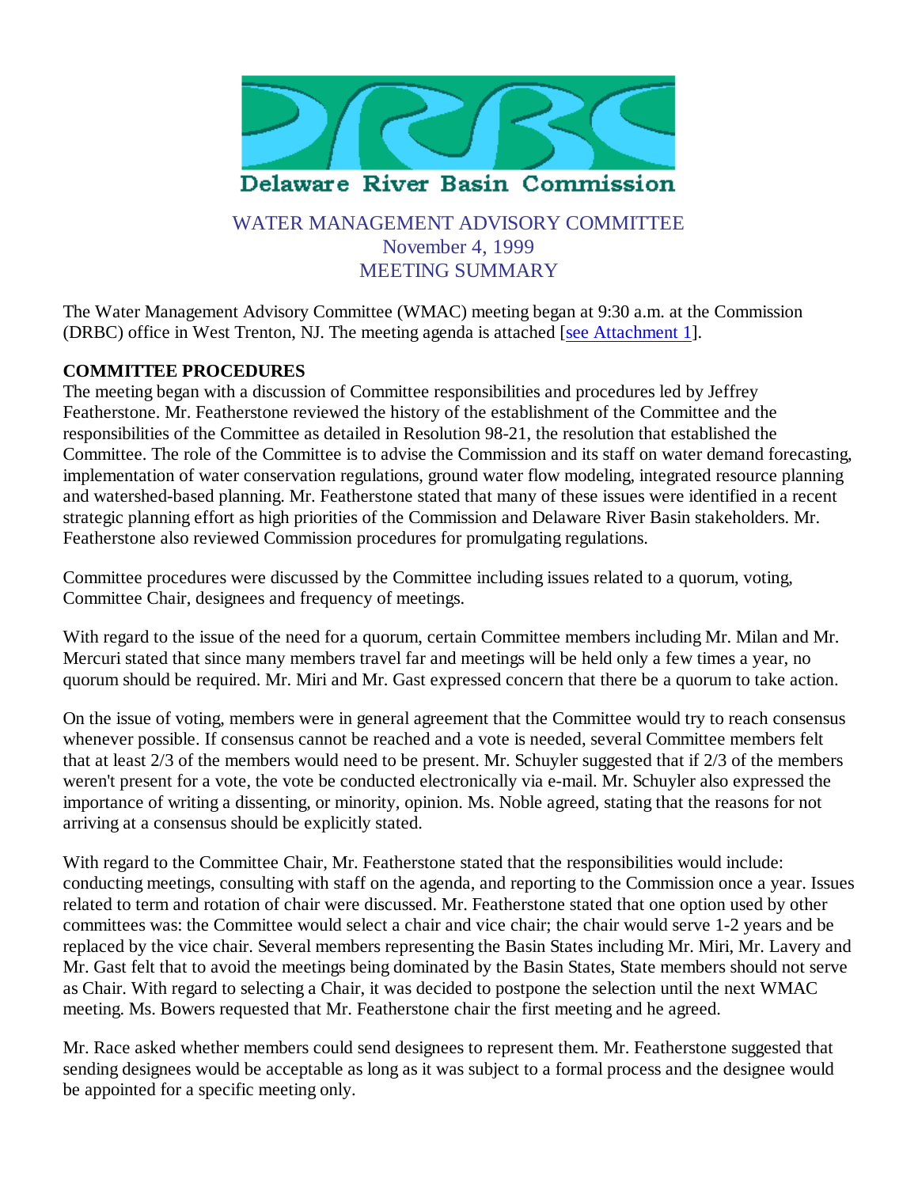Delaware River Basin Commission

# WATER MANAGEMENT ADVISORY COMMITTEE
## November 4, 1999
## MEETING SUMMARY

The Water Management Advisory Committee (WMAC) meeting began at 9:30 a.m. at the Commission (DRBC) office in West Trenton, NJ. The meeting agenda is attached [see Attachment 1].

**COMMITTEE PROCEDURES**

The meeting began with a discussion of Committee responsibilities and procedures led by Jeffrey Featherstone. Mr. Featherstone reviewed the history of the establishment of the Committee and the responsibilities of the Committee as detailed in Resolution 98-21, the resolution that established the Committee. The role of the Committee is to advise the Commission and its staff on water demand forecasting, implementation of water conservation regulations, ground water flow modeling, integrated resource planning and watershed-based planning. Mr. Featherstone stated that many of these issues were identified in a recent strategic planning effort as high priorities of the Commission and Delaware River Basin stakeholders. Mr. Featherstone also reviewed Commission procedures for promulgating regulations.

Committee procedures were discussed by the Committee including issues related to a quorum, voting, Committee Chair, designees and frequency of meetings.

With regard to the issue of the need for a quorum, certain Committee members including Mr. Milan and Mr. Mercuri stated that since many members travel far and meetings will be held only a few times a year, no quorum should be required. Mr. Miri and Mr. Gast expressed concern that there be a quorum to take action.

On the issue of voting, members were in general agreement that the Committee would try to reach consensus whenever possible. If consensus cannot be reached and a vote is needed, several Committee members felt that at least 2/3 of the members would need to be present. Mr. Schuyler suggested that if 2/3 of the members weren't present for a vote, the vote be conducted electronically via e-mail. Mr. Schuyler also expressed the importance of writing a dissenting, or minority, opinion. Ms. Noble agreed, stating that the reasons for not arriving at a consensus should be explicitly stated.

With regard to the Committee Chair, Mr. Featherstone stated that the responsibilities would include: conducting meetings, consulting with staff on the agenda, and reporting to the Commission once a year. Issues related to term and rotation of chair were discussed. Mr. Featherstone stated that one option used by other committees was: the Committee would select a chair and vice chair; the chair would serve 1-2 years and be replaced by the vice chair. Several members representing the Basin States including Mr. Miri, Mr. Lavery and Mr. Gast felt that to avoid the meetings being dominated by the Basin States, State members should not serve as Chair. With regard to selecting a Chair, it was decided to postpone the selection until the next WMAC meeting. Ms. Bowers requested that Mr. Featherstone chair the first meeting and he agreed.

Mr. Race asked whether members could send designees to represent them. Mr. Featherstone suggested that sending designees would be acceptable as long as it was subject to a formal process and the designee would be appointed for a specific meeting only.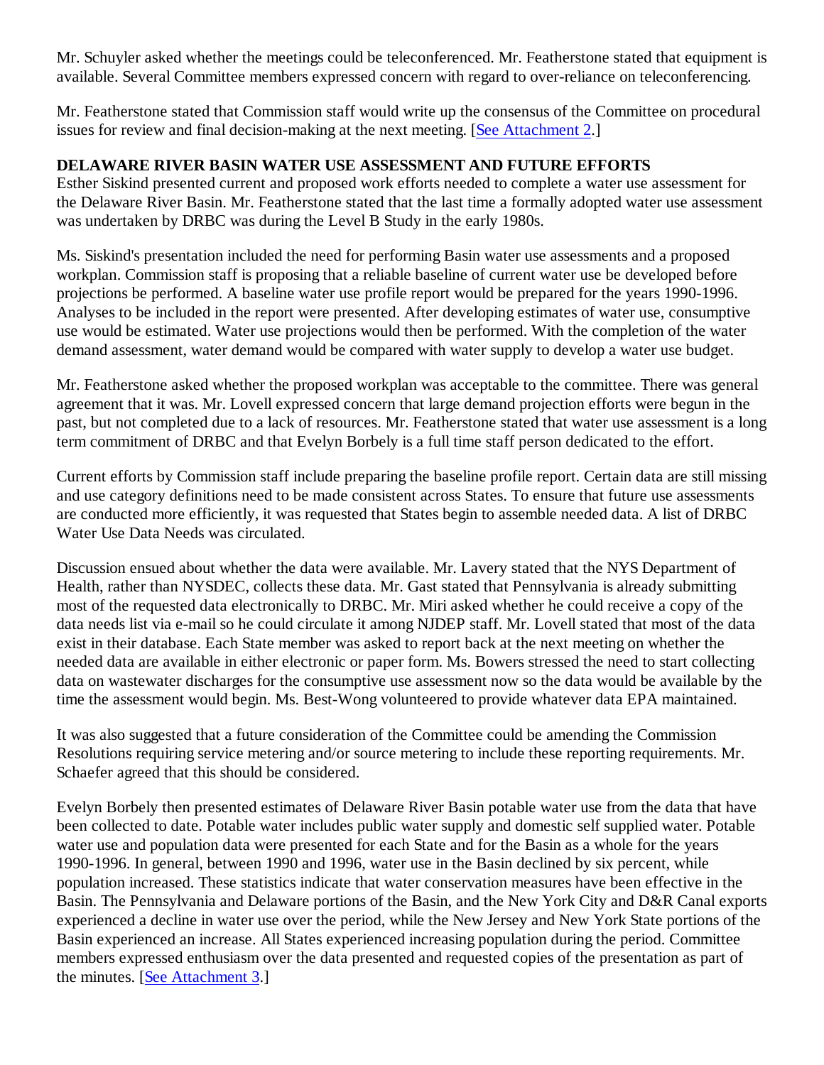Mr. Schuyler asked whether the meetings could be teleconferenced. Mr. Featherstone stated that equipment is available. Several Committee members expressed concern with regard to over-reliance on teleconferencing.

Mr. Featherstone stated that Commission staff would write up the consensus of the Committee on procedural issues for review and final decision-making at the next meeting. [See Attachment 2.]

**DELAWARE RIVER BASIN WATER USE ASSESSMENT AND FUTURE EFFORTS**

Esther Siskind presented current and proposed work efforts needed to complete a water use assessment for the Delaware River Basin. Mr. Featherstone stated that the last time a formally adopted water use assessment was undertaken by DRBC was during the Level B Study in the early 1980s.

Ms. Siskind's presentation included the need for performing Basin water use assessments and a proposed workplan. Commission staff is proposing that a reliable baseline of current water use be developed before projections be performed. A baseline water use profile report would be prepared for the years 1990-1996. Analyses to be included in the report were presented. After developing estimates of water use, consumptive use would be estimated. Water use projections would then be performed. With the completion of the water demand assessment, water demand would be compared with water supply to develop a water use budget.

Mr. Featherstone asked whether the proposed workplan was acceptable to the committee. There was general agreement that it was. Mr. Lovell expressed concern that large demand projection efforts were begun in the past, but not completed due to a lack of resources. Mr. Featherstone stated that water use assessment is a long term commitment of DRBC and that Evelyn Borbely is a full time staff person dedicated to the effort.

Current efforts by Commission staff include preparing the baseline profile report. Certain data are still missing and use category definitions need to be made consistent across States. To ensure that future use assessments are conducted more efficiently, it was requested that States begin to assemble needed data. A list of DRBC Water Use Data Needs was circulated.

Discussion ensued about whether the data were available. Mr. Lavery stated that the NYS Department of Health, rather than NYSDEC, collects these data. Mr. Gast stated that Pennsylvania is already submitting most of the requested data electronically to DRBC. Mr. Miri asked whether he could receive a copy of the data needs list via e-mail so he could circulate it among NJDEP staff. Mr. Lovell stated that most of the data exist in their database. Each State member was asked to report back at the next meeting on whether the needed data are available in either electronic or paper form. Ms. Bowers stressed the need to start collecting data on wastewater discharges for the consumptive use assessment now so the data would be available by the time the assessment would begin. Ms. Best-Wong volunteered to provide whatever data EPA maintained.

It was also suggested that a future consideration of the Committee could be amending the Commission Resolutions requiring service metering and/or source metering to include these reporting requirements. Mr. Schaefer agreed that this should be considered.

Evelyn Borbely then presented estimates of Delaware River Basin potable water use from the data that have been collected to date. Potable water includes public water supply and domestic self supplied water. Potable water use and population data were presented for each State and for the Basin as a whole for the years 1990-1996. In general, between 1990 and 1996, water use in the Basin declined by six percent, while population increased. These statistics indicate that water conservation measures have been effective in the Basin. The Pennsylvania and Delaware portions of the Basin, and the New York City and D&R Canal exports experienced a decline in water use over the period, while the New Jersey and New York State portions of the Basin experienced an increase. All States experienced increasing population during the period. Committee members expressed enthusiasm over the data presented and requested copies of the presentation as part of the minutes. [See Attachment 3.]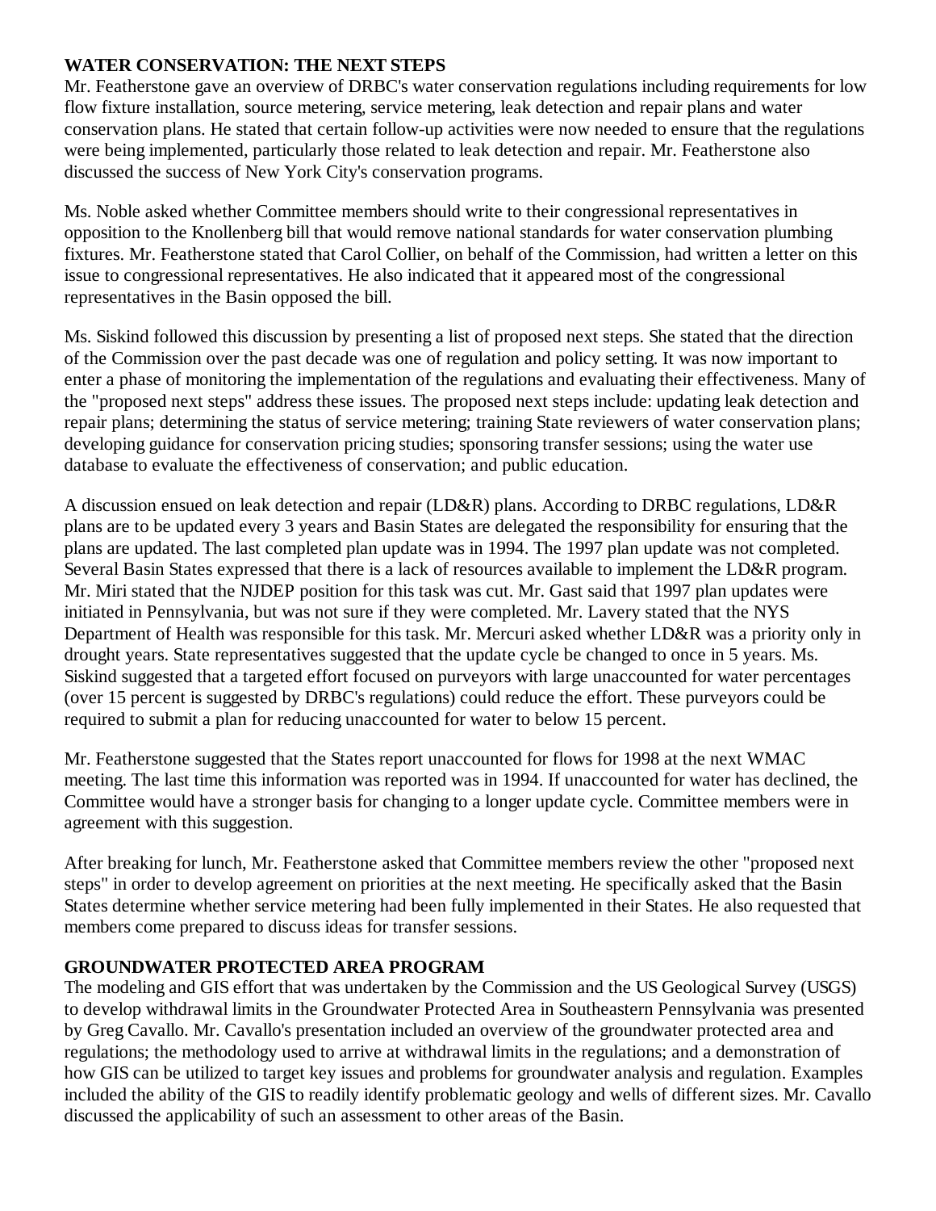**WATER CONSERVATION: THE NEXT STEPS**

Mr. Featherstone gave an overview of DRBC's water conservation regulations including requirements for low flow fixture installation, source metering, service metering, leak detection and repair plans and water conservation plans. He stated that certain follow-up activities were now needed to ensure that the regulations were being implemented, particularly those related to leak detection and repair. Mr. Featherstone also discussed the success of New York City's conservation programs.

Ms. Noble asked whether Committee members should write to their congressional representatives in opposition to the Knollenberg bill that would remove national standards for water conservation plumbing fixtures. Mr. Featherstone stated that Carol Collier, on behalf of the Commission, had written a letter on this issue to congressional representatives. He also indicated that it appeared most of the congressional representatives in the Basin opposed the bill.

Ms. Siskind followed this discussion by presenting a list of proposed next steps. She stated that the direction of the Commission over the past decade was one of regulation and policy setting. It was now important to enter a phase of monitoring the implementation of the regulations and evaluating their effectiveness. Many of the "proposed next steps" address these issues. The proposed next steps include: updating leak detection and repair plans; determining the status of service metering; training State reviewers of water conservation plans; developing guidance for conservation pricing studies; sponsoring transfer sessions; using the water use database to evaluate the effectiveness of conservation; and public education.

A discussion ensued on leak detection and repair (LD&R) plans. According to DRBC regulations, LD&R plans are to be updated every 3 years and Basin States are delegated the responsibility for ensuring that the plans are updated. The last completed plan update was in 1994. The 1997 plan update was not completed. Several Basin States expressed that there is a lack of resources available to implement the LD&R program. Mr. Miri stated that the NJDEP position for this task was cut. Mr. Gast said that 1997 plan updates were initiated in Pennsylvania, but was not sure if they were completed. Mr. Lavery stated that the NYS Department of Health was responsible for this task. Mr. Mercuri asked whether LD&R was a priority only in drought years. State representatives suggested that the update cycle be changed to once in 5 years. Ms. Siskind suggested that a targeted effort focused on purveyors with large unaccounted for water percentages (over 15 percent is suggested by DRBC's regulations) could reduce the effort. These purveyors could be required to submit a plan for reducing unaccounted for water to below 15 percent.

Mr. Featherstone suggested that the States report unaccounted for flows for 1998 at the next WMAC meeting. The last time this information was reported was in 1994. If unaccounted for water has declined, the Committee would have a stronger basis for changing to a longer update cycle. Committee members were in agreement with this suggestion.

After breaking for lunch, Mr. Featherstone asked that Committee members review the other "proposed next steps" in order to develop agreement on priorities at the next meeting. He specifically asked that the Basin States determine whether service metering had been fully implemented in their States. He also requested that members come prepared to discuss ideas for transfer sessions.

**GROUNDWATER PROTECTED AREA PROGRAM**

The modeling and GIS effort that was undertaken by the Commission and the US Geological Survey (USGS) to develop withdrawal limits in the Groundwater Protected Area in Southeastern Pennsylvania was presented by Greg Cavallo. Mr. Cavallo's presentation included an overview of the groundwater protected area and regulations; the methodology used to arrive at withdrawal limits in the regulations; and a demonstration of how GIS can be utilized to target key issues and problems for groundwater analysis and regulation. Examples included the ability of the GIS to readily identify problematic geology and wells of different sizes. Mr. Cavallo discussed the applicability of such an assessment to other areas of the Basin.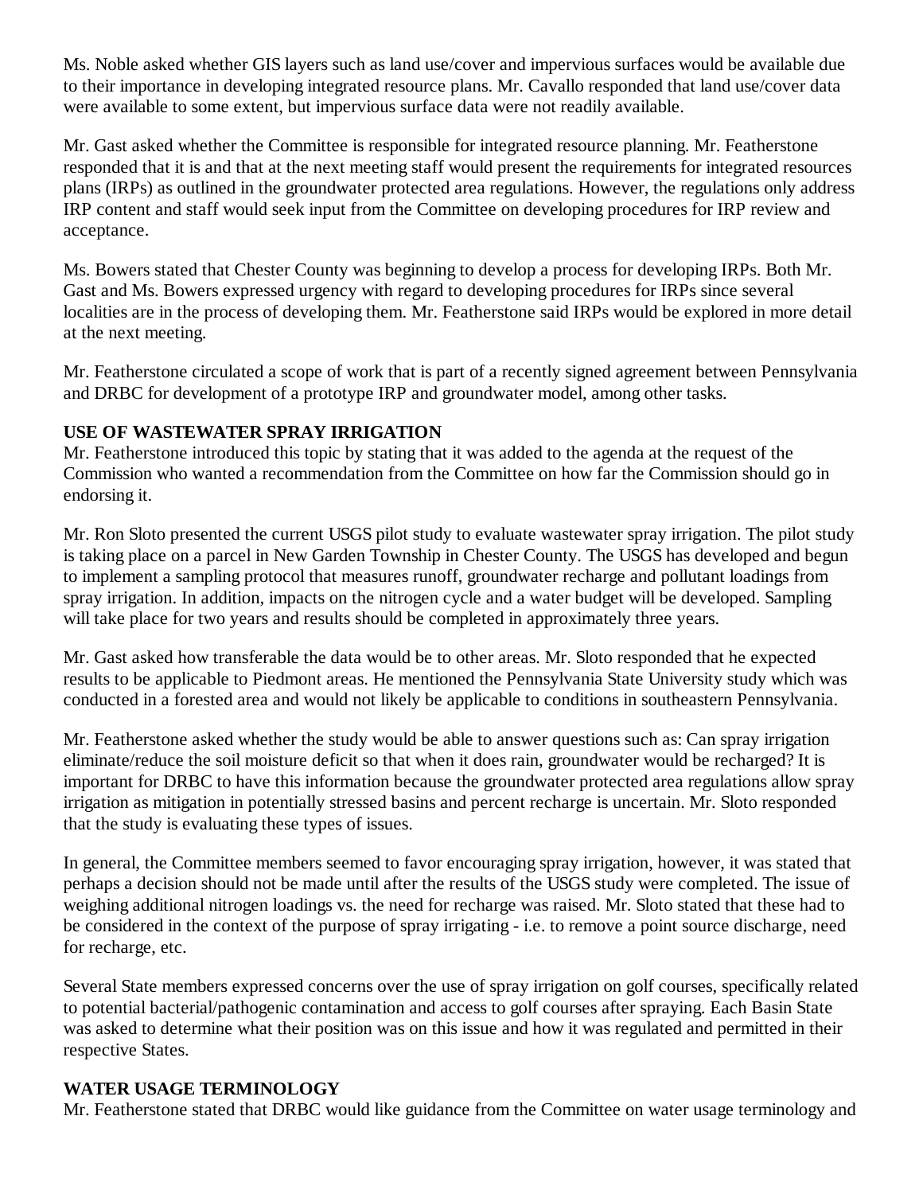Ms. Noble asked whether GIS layers such as land use/cover and impervious surfaces would be available due to their importance in developing integrated resource plans. Mr. Cavallo responded that land use/cover data were available to some extent, but impervious surface data were not readily available.

Mr. Gast asked whether the Committee is responsible for integrated resource planning. Mr. Featherstone responded that it is and that at the next meeting staff would present the requirements for integrated resources plans (IRPs) as outlined in the groundwater protected area regulations. However, the regulations only address IRP content and staff would seek input from the Committee on developing procedures for IRP review and acceptance.

Ms. Bowers stated that Chester County was beginning to develop a process for developing IRPs. Both Mr. Gast and Ms. Bowers expressed urgency with regard to developing procedures for IRPs since several localities are in the process of developing them. Mr. Featherstone said IRPs would be explored in more detail at the next meeting.

Mr. Featherstone circulated a scope of work that is part of a recently signed agreement between Pennsylvania and DRBC for development of a prototype IRP and groundwater model, among other tasks.

**USE OF WASTEWATER SPRAY IRRIGATION**

Mr. Featherstone introduced this topic by stating that it was added to the agenda at the request of the Commission who wanted a recommendation from the Committee on how far the Commission should go in endorsing it.

Mr. Ron Sloto presented the current USGS pilot study to evaluate wastewater spray irrigation. The pilot study is taking place on a parcel in New Garden Township in Chester County. The USGS has developed and begun to implement a sampling protocol that measures runoff, groundwater recharge and pollutant loadings from spray irrigation. In addition, impacts on the nitrogen cycle and a water budget will be developed. Sampling will take place for two years and results should be completed in approximately three years.

Mr. Gast asked how transferable the data would be to other areas. Mr. Sloto responded that he expected results to be applicable to Piedmont areas. He mentioned the Pennsylvania State University study which was conducted in a forested area and would not likely be applicable to conditions in southeastern Pennsylvania.

Mr. Featherstone asked whether the study would be able to answer questions such as: Can spray irrigation eliminate/reduce the soil moisture deficit so that when it does rain, groundwater would be recharged? It is important for DRBC to have this information because the groundwater protected area regulations allow spray irrigation as mitigation in potentially stressed basins and percent recharge is uncertain. Mr. Sloto responded that the study is evaluating these types of issues.

In general, the Committee members seemed to favor encouraging spray irrigation, however, it was stated that perhaps a decision should not be made until after the results of the USGS study were completed. The issue of weighing additional nitrogen loadings vs. the need for recharge was raised. Mr. Sloto stated that these had to be considered in the context of the purpose of spray irrigating - i.e. to remove a point source discharge, need for recharge, etc.

Several State members expressed concerns over the use of spray irrigation on golf courses, specifically related to potential bacterial/pathogenic contamination and access to golf courses after spraying. Each Basin State was asked to determine what their position was on this issue and how it was regulated and permitted in their respective States.

**WATER USAGE TERMINOLOGY**

Mr. Featherstone stated that DRBC would like guidance from the Committee on water usage terminology and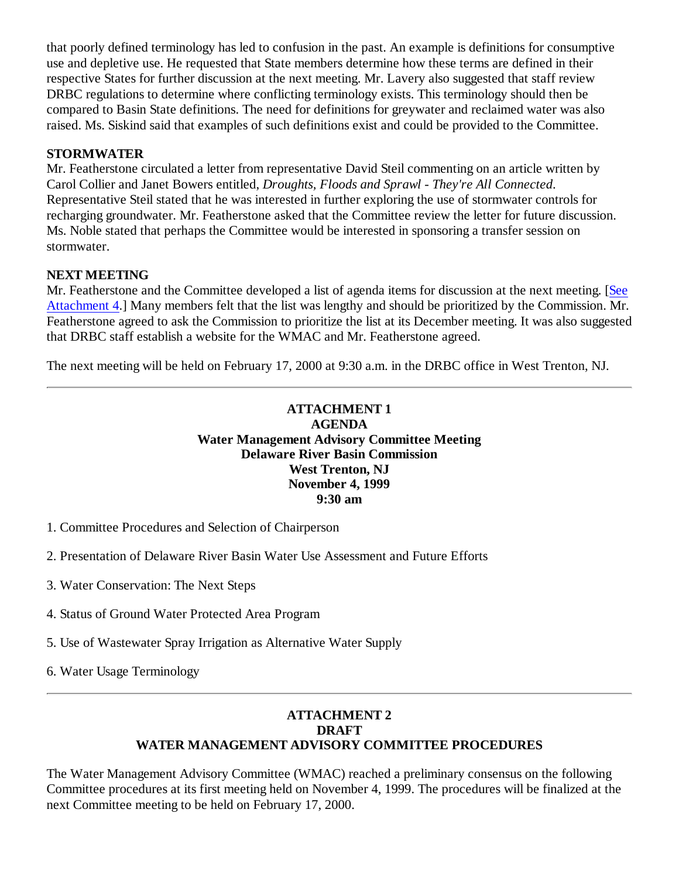that poorly defined terminology has led to confusion in the past. An example is definitions for consumptive use and depletive use. He requested that State members determine how these terms are defined in their respective States for further discussion at the next meeting. Mr. Lavery also suggested that staff review DRBC regulations to determine where conflicting terminology exists. This terminology should then be compared to Basin State definitions. The need for definitions for greywater and reclaimed water was also raised. Ms. Siskind said that examples of such definitions exist and could be provided to the Committee.

**STORMWATER**

Mr. Featherstone circulated a letter from representative David Steil commenting on an article written by Carol Collier and Janet Bowers entitled, *Droughts, Floods and Sprawl - They're All Connected*. Representative Steil stated that he was interested in further exploring the use of stormwater controls for recharging groundwater. Mr. Featherstone asked that the Committee review the letter for future discussion. Ms. Noble stated that perhaps the Committee would be interested in sponsoring a transfer session on stormwater.

**NEXT MEETING**

Mr. Featherstone and the Committee developed a list of agenda items for discussion at the next meeting. [See Attachment 4.] Many members felt that the list was lengthy and should be prioritized by the Commission. Mr. Featherstone agreed to ask the Commission to prioritize the list at its December meeting. It was also suggested that DRBC staff establish a website for the WMAC and Mr. Featherstone agreed.

The next meeting will be held on February 17, 2000 at 9:30 a.m. in the DRBC office in West Trenton, NJ.

---

**ATTACHMENT 1**
**AGENDA**
**Water Management Advisory Committee Meeting**
**Delaware River Basin Commission**
**West Trenton, NJ**
**November 4, 1999**
**9:30 am**

1. Committee Procedures and Selection of Chairperson

2. Presentation of Delaware River Basin Water Use Assessment and Future Efforts

3. Water Conservation: The Next Steps

4. Status of Ground Water Protected Area Program

5. Use of Wastewater Spray Irrigation as Alternative Water Supply

6. Water Usage Terminology

---

**ATTACHMENT 2**
**DRAFT**
**WATER MANAGEMENT ADVISORY COMMITTEE PROCEDURES**

The Water Management Advisory Committee (WMAC) reached a preliminary consensus on the following Committee procedures at its first meeting held on November 4, 1999. The procedures will be finalized at the next Committee meeting to be held on February 17, 2000.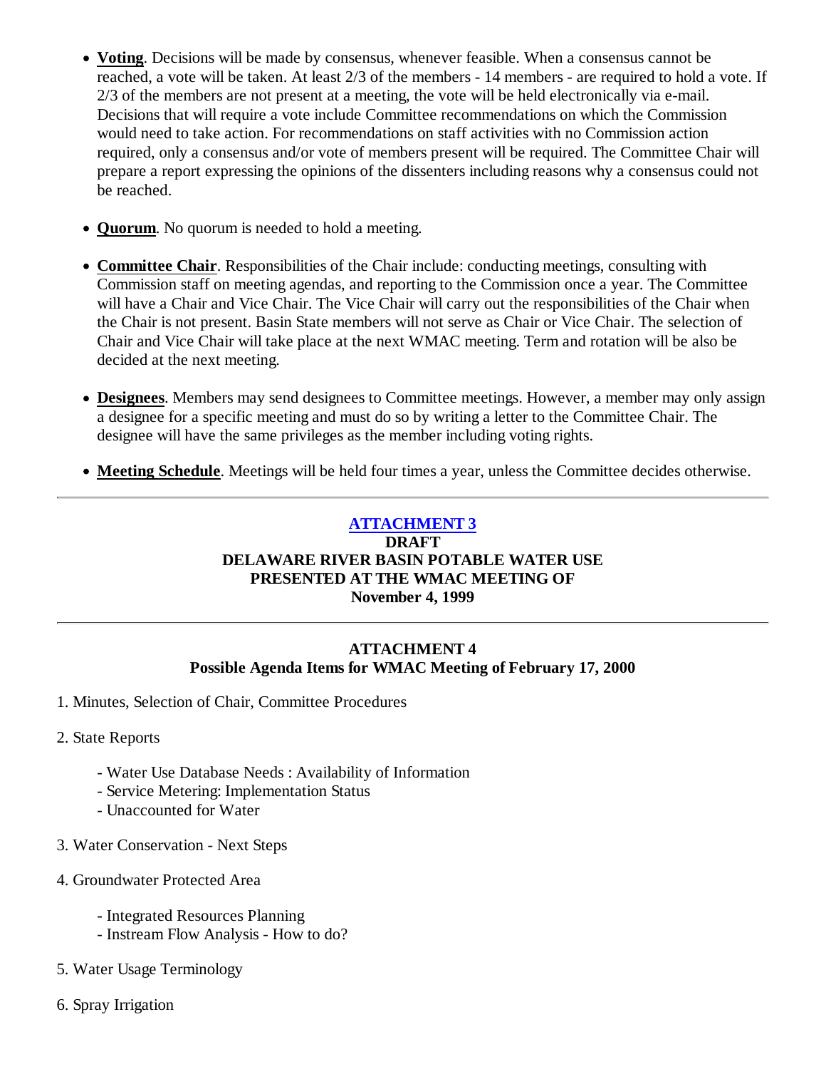- **Voting**. Decisions will be made by consensus, whenever feasible. When a consensus cannot be reached, a vote will be taken. At least 2/3 of the members - 14 members - are required to hold a vote. If 2/3 of the members are not present at a meeting, the vote will be held electronically via e-mail. Decisions that will require a vote include Committee recommendations on which the Commission would need to take action. For recommendations on staff activities with no Commission action required, only a consensus and/or vote of members present will be required. The Committee Chair will prepare a report expressing the opinions of the dissenters including reasons why a consensus could not be reached.

- **Quorum**. No quorum is needed to hold a meeting.

- **Committee Chair**. Responsibilities of the Chair include: conducting meetings, consulting with Commission staff on meeting agendas, and reporting to the Commission once a year. The Committee will have a Chair and Vice Chair. The Vice Chair will carry out the responsibilities of the Chair when the Chair is not present. Basin State members will not serve as Chair or Vice Chair. The selection of Chair and Vice Chair will take place at the next WMAC meeting. Term and rotation will be also be decided at the next meeting.

- **Designees**. Members may send designees to Committee meetings. However, a member may only assign a designee for a specific meeting and must do so by writing a letter to the Committee Chair. The designee will have the same privileges as the member including voting rights.

- **Meeting Schedule**. Meetings will be held four times a year, unless the Committee decides otherwise.

---

**ATTACHMENT 3**
**DRAFT**
**DELAWARE RIVER BASIN POTABLE WATER USE**
**PRESENTED AT THE WMAC MEETING OF**
**November 4, 1999**

---

**ATTACHMENT 4**
**Possible Agenda Items for WMAC Meeting of February 17, 2000**

1. Minutes, Selection of Chair, Committee Procedures

2. State Reports

   - Water Use Database Needs : Availability of Information
   - Service Metering: Implementation Status
   - Unaccounted for Water

3. Water Conservation - Next Steps

4. Groundwater Protected Area

   - Integrated Resources Planning
   - Instream Flow Analysis - How to do?

5. Water Usage Terminology

6. Spray Irrigation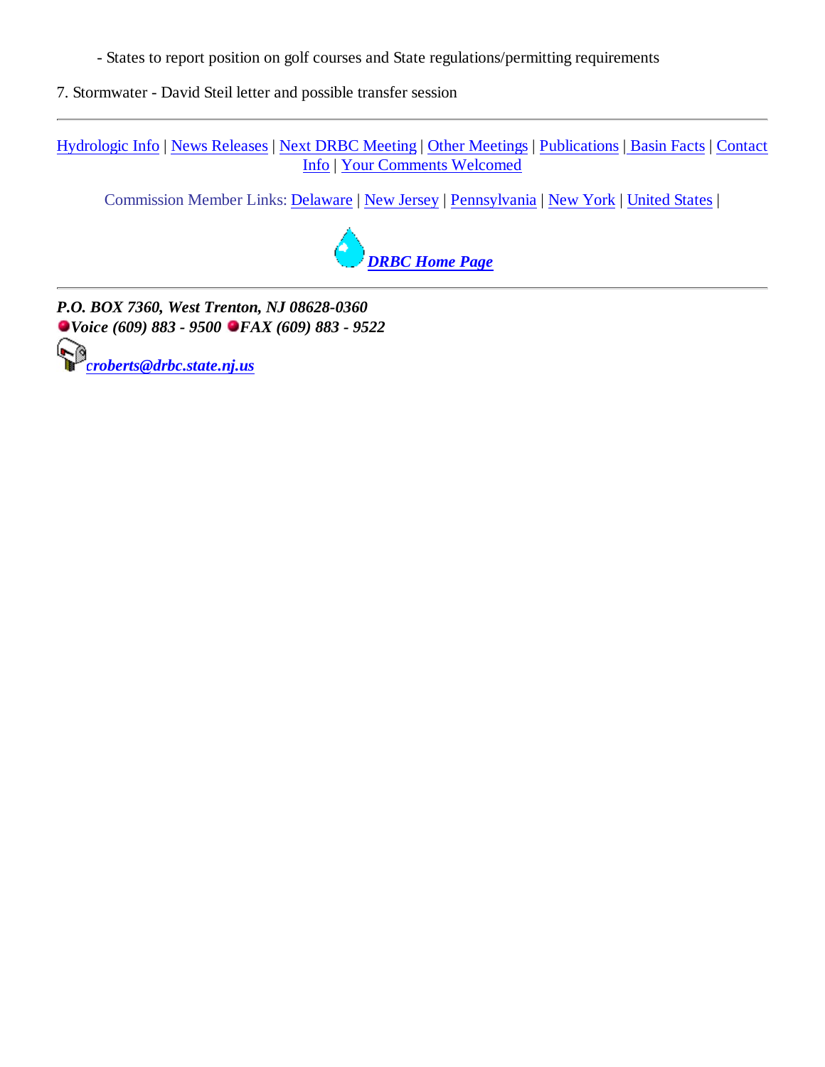- States to report position on golf courses and State regulations/permitting requirements

7. Stormwater - David Steil letter and possible transfer session

---

Hydrologic Info | News Releases | Next DRBC Meeting | Other Meetings | Publications | Basin Facts | Contact Info | Your Comments Welcomed

Commission Member Links: Delaware | New Jersey | Pennsylvania | New York | United States |

***DRBC Home Page***

---

***P.O. BOX 7360, West Trenton, NJ 08628-0360***
***Voice (609) 883 - 9500 FAX (609) 883 - 9522***
***croberts@drbc.state.nj.us***